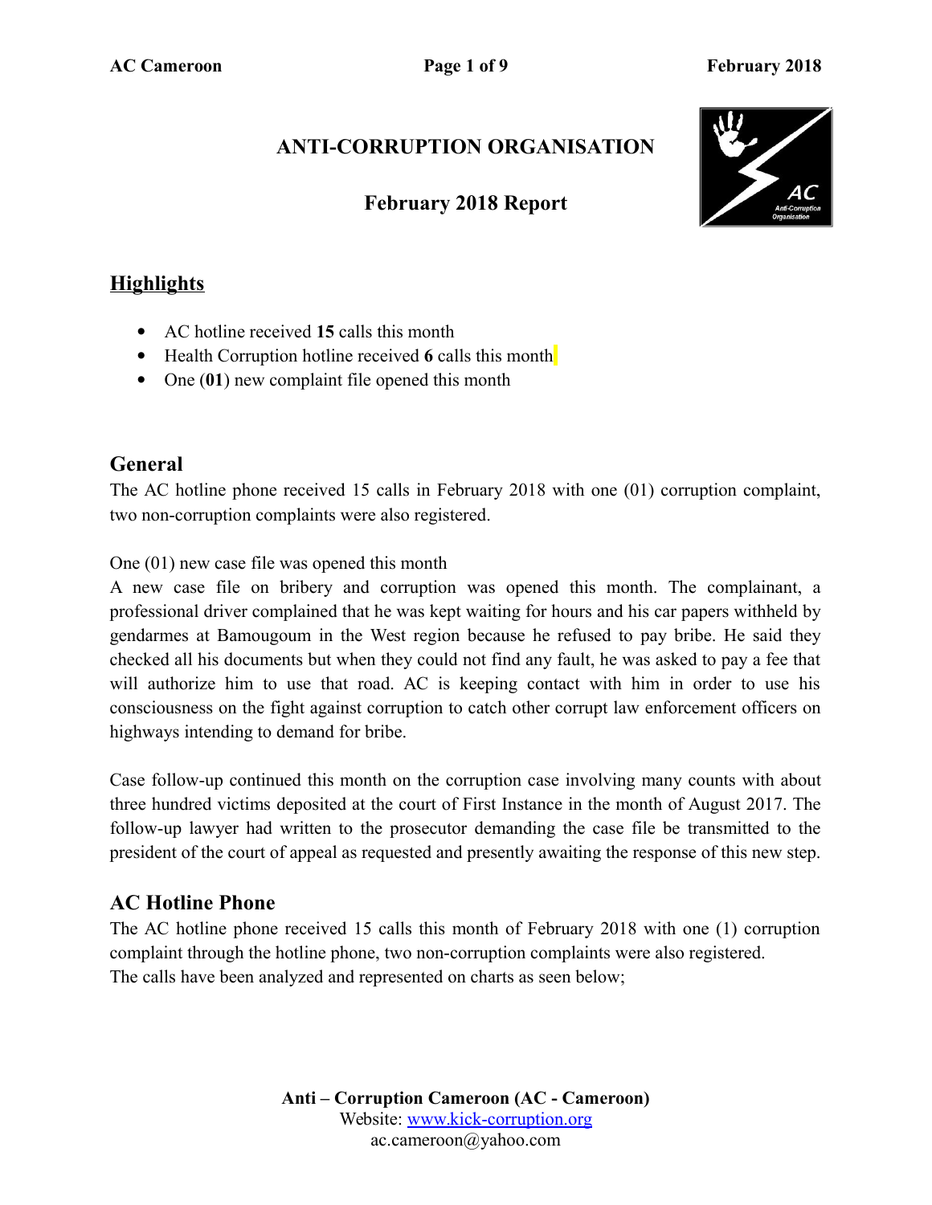# ANTI-CORRUPTION ORGANISATION

## February 2018 Report

## Highlights

- AC hotline received **15** calls this month
- Health Corruption hotline received **6** calls this month
- One (**01**) new complaint file opened this month

## General

The AC hotline phone received 15 calls in February 2018 with one (01) corruption complaint, two non-corruption complaints were also registered.

One (01) new case file was opened this month

A new case file on bribery and corruption was opened this month. The complainant, a professional driver complained that he was kept waiting for hours and his car papers withheld by gendarmes at Bamougoum in the West region because he refused to pay bribe. He said they checked all his documents but when they could not find any fault, he was asked to pay a fee that will authorize him to use that road. AC is keeping contact with him in order to use his consciousness on the fight against corruption to catch other corrupt law enforcement officers on highways intending to demand for bribe.

Case follow-up continued this month on the corruption case involving many counts with about three hundred victims deposited at the court of First Instance in the month of August 2017. The follow-up lawyer had written to the prosecutor demanding the case file be transmitted to the president of the court of appeal as requested and presently awaiting the response of this new step.

## AC Hotline Phone

The AC hotline phone received 15 calls this month of February 2018 with one (1) corruption complaint through the hotline phone, two non-corruption complaints were also registered.

The calls have been analyzed and represented on charts as seen below;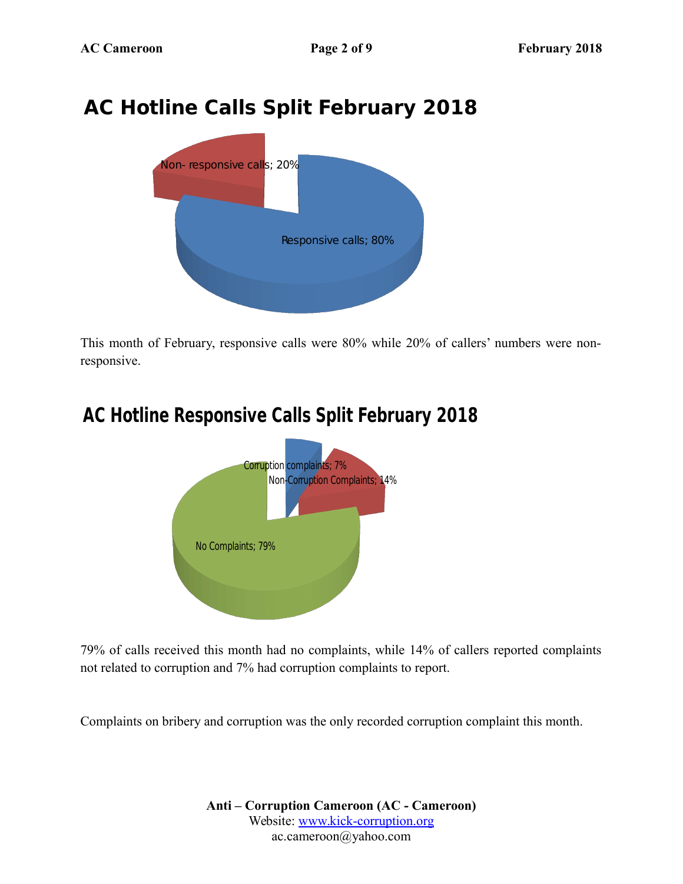## AC Hotline Calls Split February 2018

Non- responsive calls; 20%

Responsive calls; 80%

This month of February, responsive calls were 80% while 20% of callers' numbers were non-responsive.

## AC Hotline Responsive Calls Split February 2018

Corruption complaints; 7%

Non-Corruption Complaints; 14%

No Complaints; 79%

79% of calls received this month had no complaints, while 14% of callers reported complaints not related to corruption and 7% had corruption complaints to report.

Complaints on bribery and corruption was the only recorded corruption complaint this month.

**Anti – Corruption Cameroon (AC - Cameroon)**
Website: www.kick-corruption.org
ac.cameroon@yahoo.com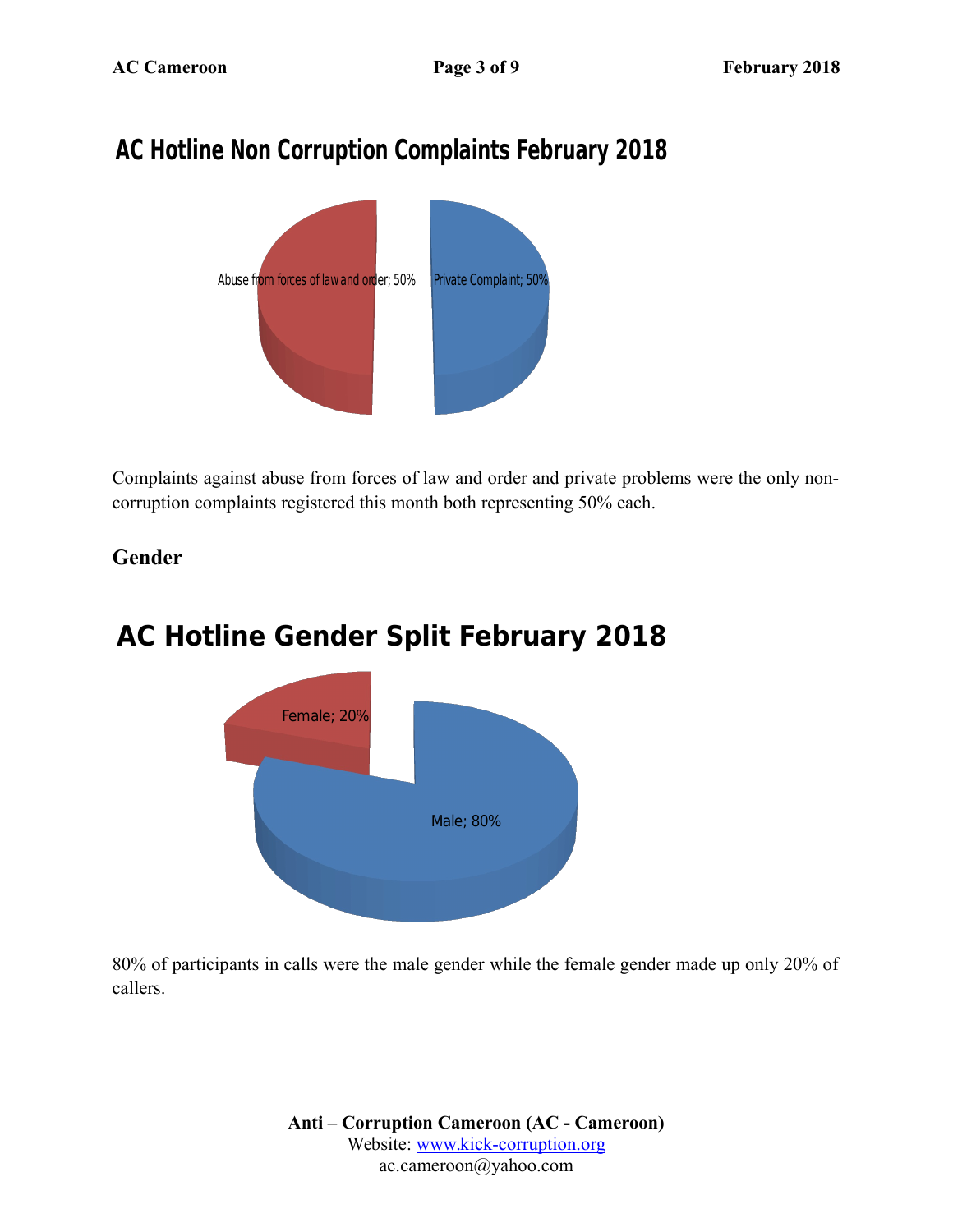## AC Hotline Non Corruption Complaints February 2018

Abuse from forces of law and order; 50%

Private Complaint; 50%

Complaints against abuse from forces of law and order and private problems were the only non-corruption complaints registered this month both representing 50% each.

### Gender

## AC Hotline Gender Split February 2018

Female; 20%

Male; 80%

80% of participants in calls were the male gender while the female gender made up only 20% of callers.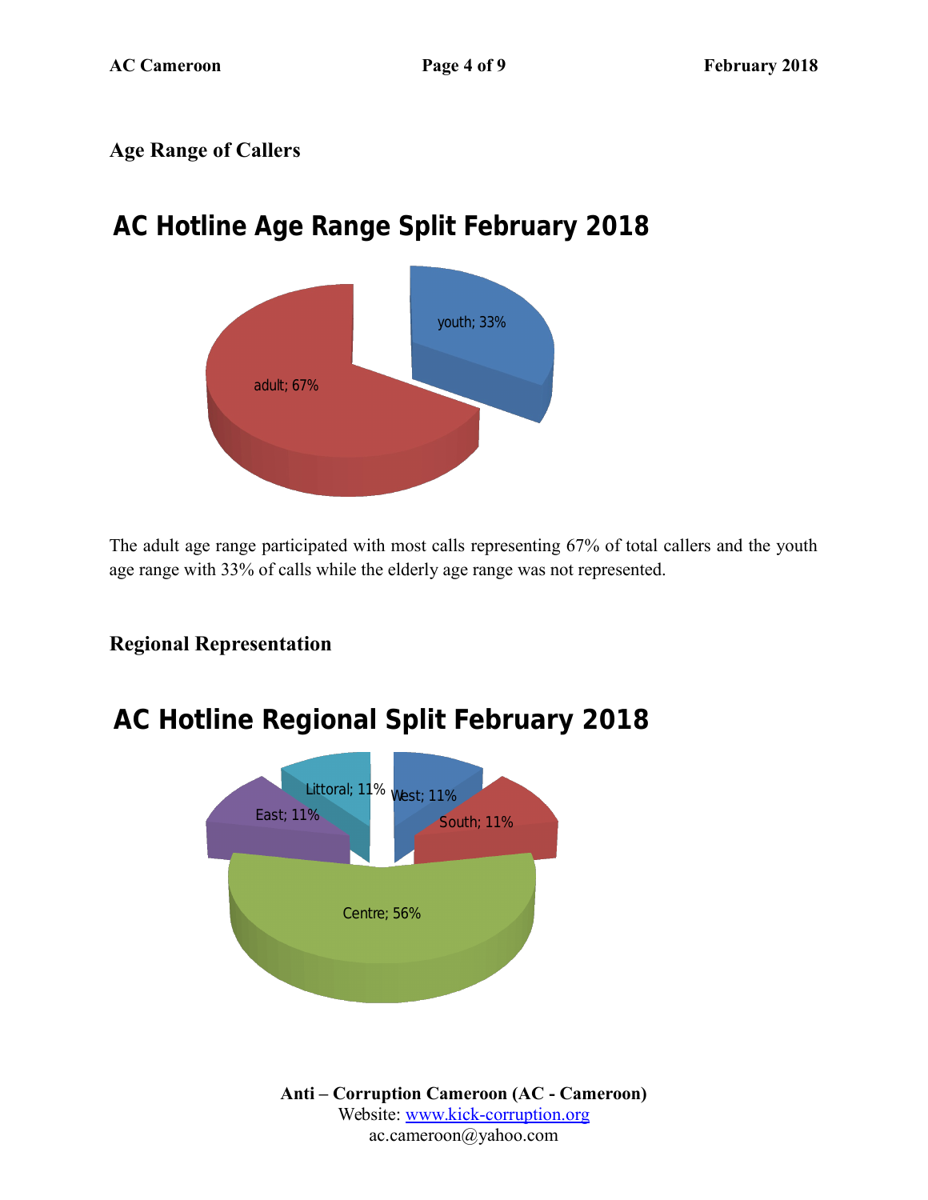## Age Range of Callers

AC Hotline Age Range Split February 2018

youth; 33%

adult; 67%

The adult age range participated with most calls representing 67% of total callers and the youth age range with 33% of calls while the elderly age range was not represented.

## Regional Representation

AC Hotline Regional Split February 2018

Littoral; 11%

West; 11%

East; 11%

South; 11%

Centre; 56%

**Anti – Corruption Cameroon (AC - Cameroon)**
Website: [www.kick-corruption.org](http://www.kick-corruption.org)
ac.cameroon@yahoo.com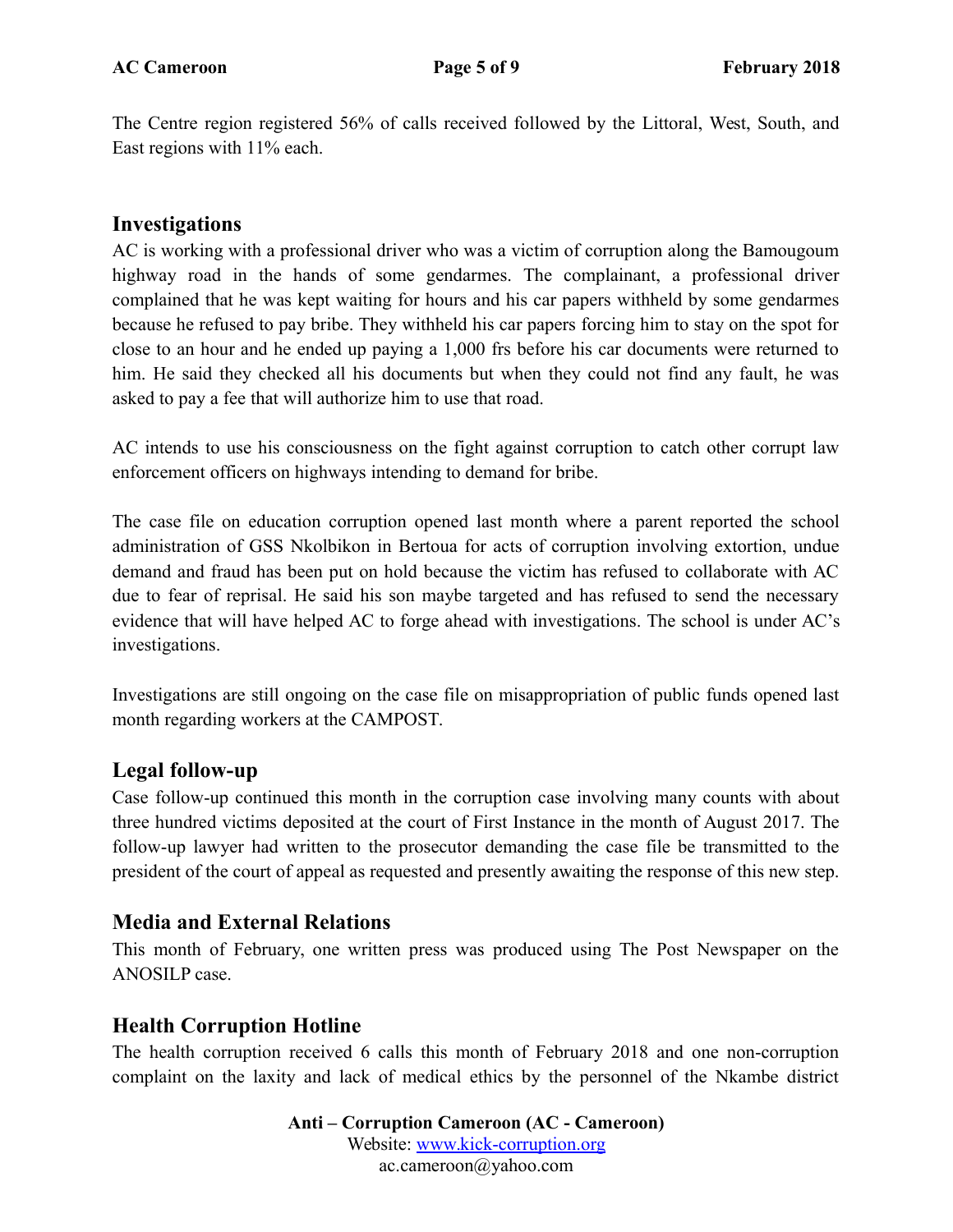The Centre region registered 56% of calls received followed by the Littoral, West, South, and East regions with 11% each.

## Investigations

AC is working with a professional driver who was a victim of corruption along the Bamougoum highway road in the hands of some gendarmes. The complainant, a professional driver complained that he was kept waiting for hours and his car papers withheld by some gendarmes because he refused to pay bribe. They withheld his car papers forcing him to stay on the spot for close to an hour and he ended up paying a 1,000 frs before his car documents were returned to him. He said they checked all his documents but when they could not find any fault, he was asked to pay a fee that will authorize him to use that road.

AC intends to use his consciousness on the fight against corruption to catch other corrupt law enforcement officers on highways intending to demand for bribe.

The case file on education corruption opened last month where a parent reported the school administration of GSS Nkolbikon in Bertoua for acts of corruption involving extortion, undue demand and fraud has been put on hold because the victim has refused to collaborate with AC due to fear of reprisal. He said his son maybe targeted and has refused to send the necessary evidence that will have helped AC to forge ahead with investigations. The school is under AC's investigations.

Investigations are still ongoing on the case file on misappropriation of public funds opened last month regarding workers at the CAMPOST.

## Legal follow-up

Case follow-up continued this month in the corruption case involving many counts with about three hundred victims deposited at the court of First Instance in the month of August 2017. The follow-up lawyer had written to the prosecutor demanding the case file be transmitted to the president of the court of appeal as requested and presently awaiting the response of this new step.

## Media and External Relations

This month of February, one written press was produced using The Post Newspaper on the ANOSILP case.

## Health Corruption Hotline

The health corruption received 6 calls this month of February 2018 and one non-corruption complaint on the laxity and lack of medical ethics by the personnel of the Nkambe district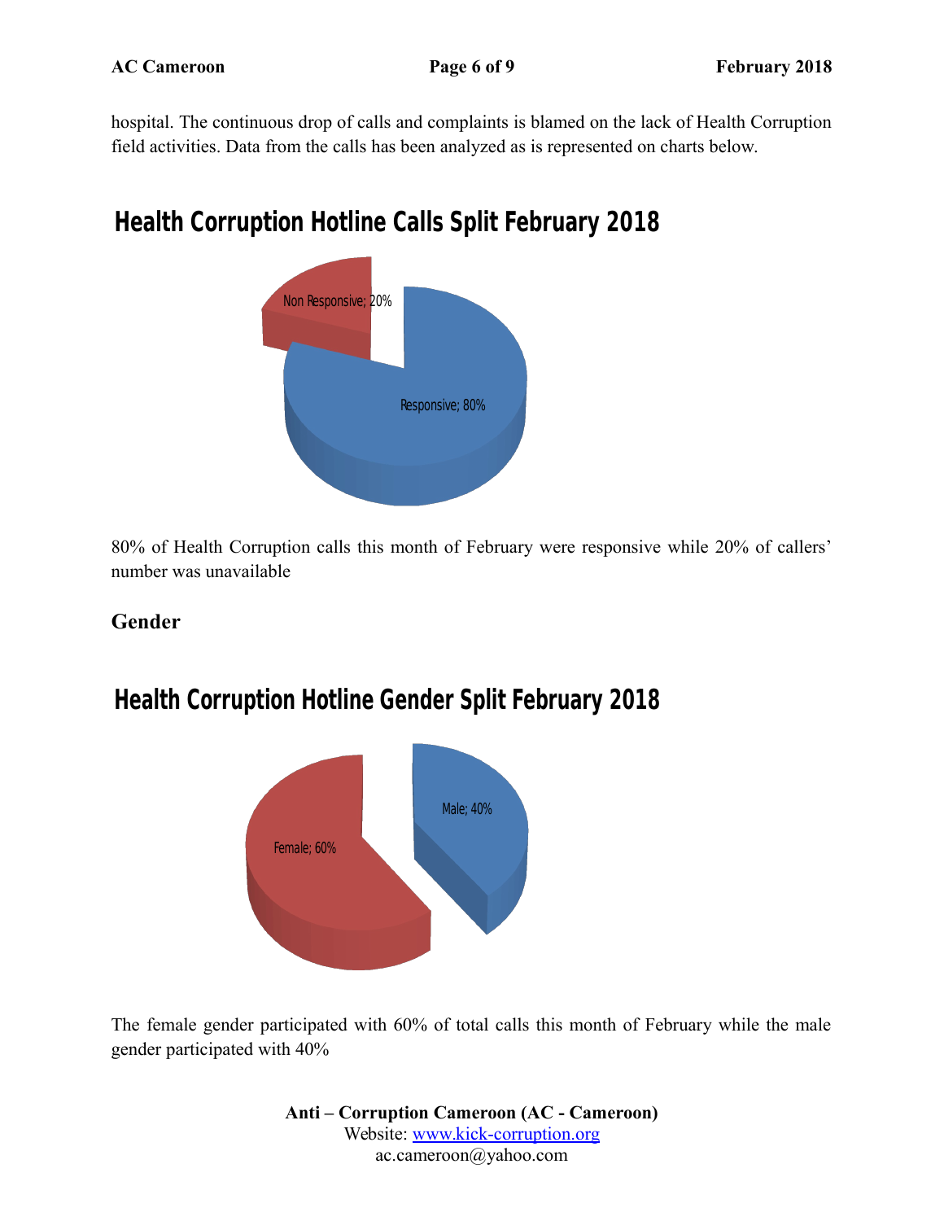hospital. The continuous drop of calls and complaints is blamed on the lack of Health Corruption field activities. Data from the calls has been analyzed as is represented on charts below.

**Health Corruption Hotline Calls Split February 2018**

Non Responsive; 20%

Responsive; 80%

80% of Health Corruption calls this month of February were responsive while 20% of callers' number was unavailable

## Gender

**Health Corruption Hotline Gender Split February 2018**

Male; 40%

Female; 60%

The female gender participated with 60% of total calls this month of February while the male gender participated with 40%

**Anti – Corruption Cameroon (AC - Cameroon)**
Website: www.kick-corruption.org
ac.cameroon@yahoo.com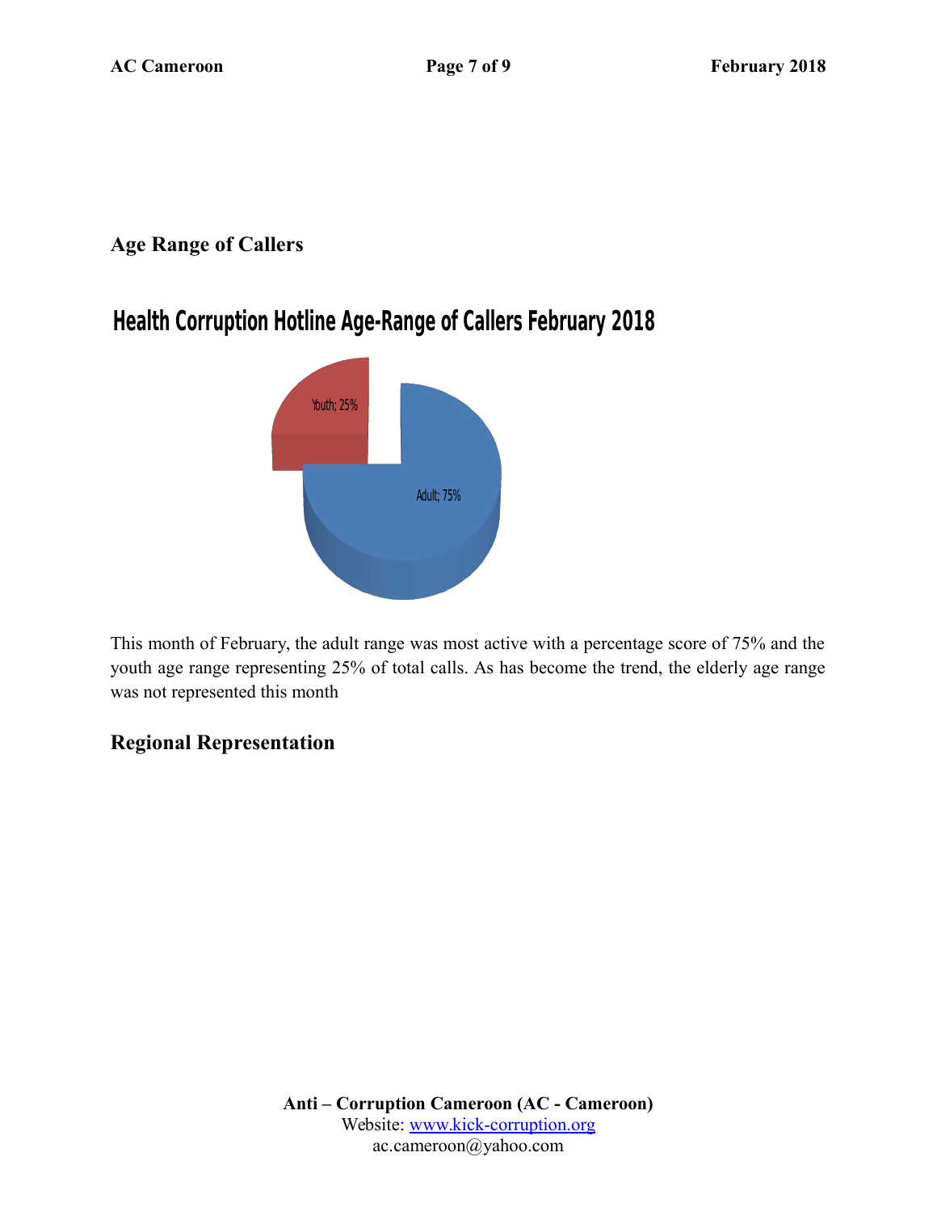## Age Range of Callers

**Health Corruption Hotline Age-Range of Callers February 2018**

Youth; 25%

Adult; 75%

This month of February, the adult range was most active with a percentage score of 75% and the youth age range representing 25% of total calls. As has become the trend, the elderly age range was not represented this month

## Regional Representation

**Anti – Corruption Cameroon (AC - Cameroon)**
Website: www.kick-corruption.org
ac.cameroon@yahoo.com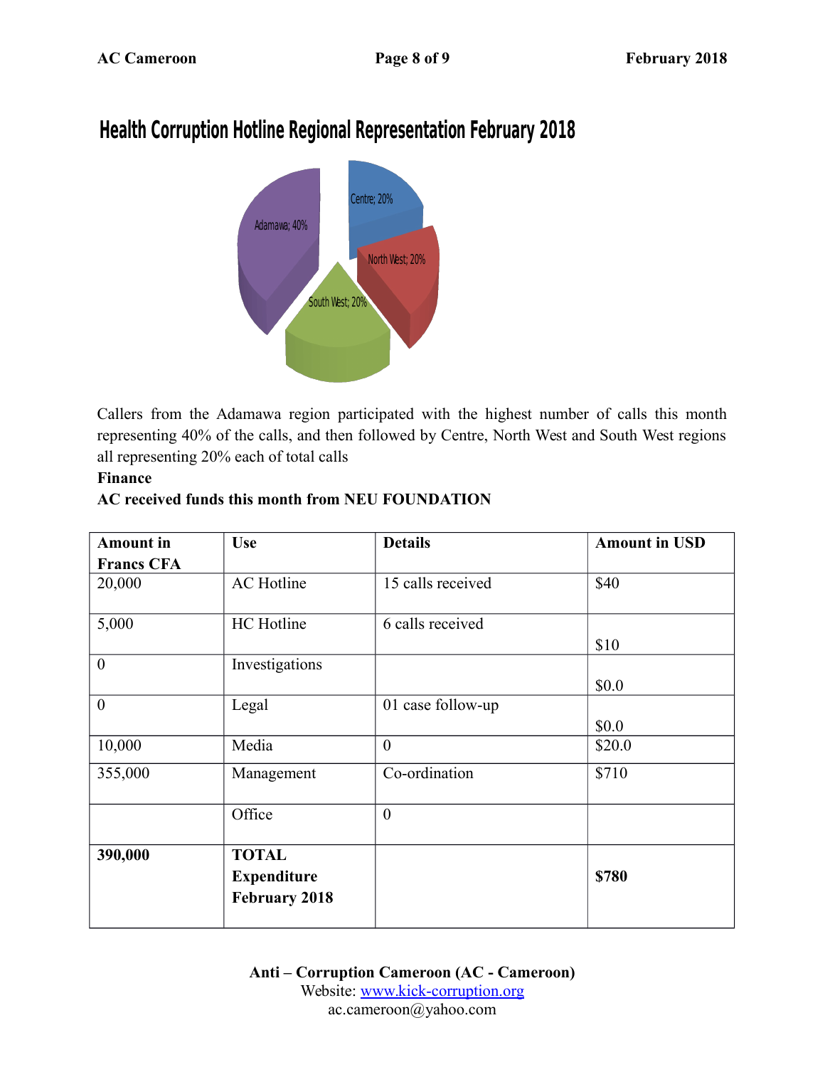## Health Corruption Hotline Regional Representation February 2018

Centre; 20%

North West; 20%

South West; 20%

Adamawa; 40%

Callers from the Adamawa region participated with the highest number of calls this month representing 40% of the calls, and then followed by Centre, North West and South West regions all representing 20% each of total calls

**Finance**

**AC received funds this month from NEU FOUNDATION**

| **Amount in Francs CFA** | **Use** | **Details** | **Amount in USD** |
|---|---|---|---|
| 20,000 | AC Hotline | 15 calls received | $40 |
| 5,000 | HC Hotline | 6 calls received | $10 |
| 0 | Investigations | | $0.0 |
| 0 | Legal | 01 case follow-up | $0.0 |
| 10,000 | Media | 0 | $20.0 |
| 355,000 | Management | Co-ordination | $710 |
| | Office | 0 | |
| **390,000** | **TOTAL Expenditure February 2018** | | **$780** |

**Anti – Corruption Cameroon (AC - Cameroon)**
Website: www.kick-corruption.org
ac.cameroon@yahoo.com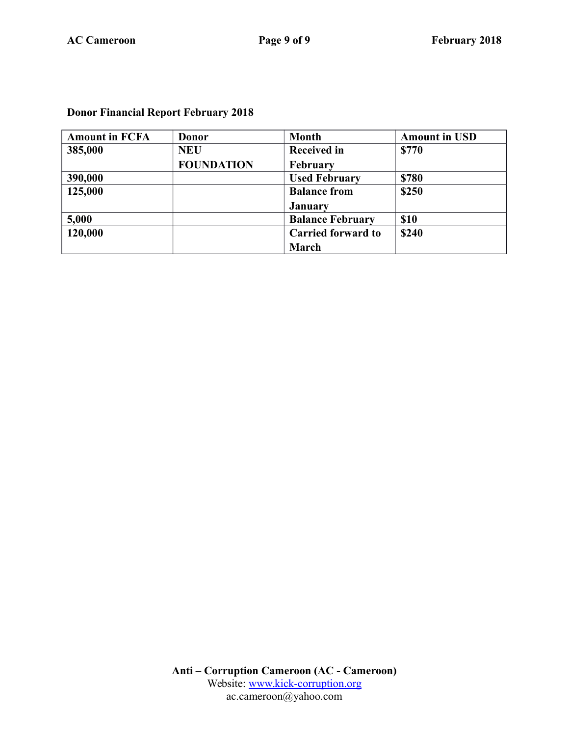**Donor Financial Report February 2018**

| Amount in FCFA | Donor | Month | Amount in USD |
|---|---|---|---|
| 385,000 | NEU FOUNDATION | Received in February | $770 |
| 390,000 | | Used February | $780 |
| 125,000 | | Balance from January | $250 |
| 5,000 | | Balance February | $10 |
| 120,000 | | Carried forward to March | $240 |

**Anti – Corruption Cameroon (AC - Cameroon)**
Website: www.kick-corruption.org
ac.cameroon@yahoo.com